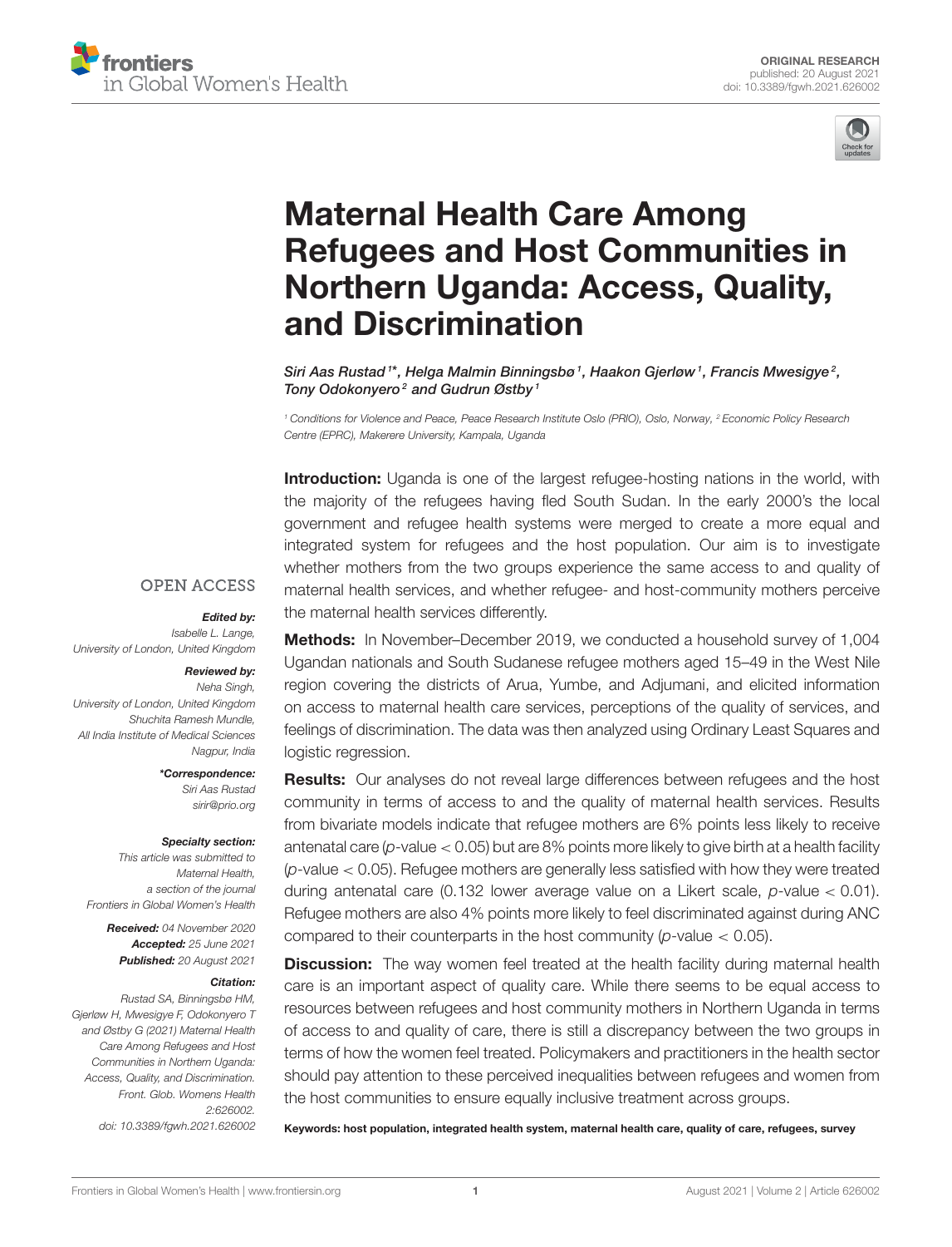ORIGINAL RESEARCH
published: 20 August 2021
doi: 10.3389/fgwh.2021.626002

# Maternal Health Care Among Refugees and Host Communities in Northern Uganda: Access, Quality, and Discrimination

*Siri Aas Rustad[1]\*, Helga Malmin Binningsbø[1], Haakon Gjerløw[1], Francis Mwesigye[2], Tony Odokonyero[2] and Gudrun Østby[1]*

[1] Conditions for Violence and Peace, Peace Research Institute Oslo (PRIO), Oslo, Norway, [2] Economic Policy Research Centre (EPRC), Makerere University, Kampala, Uganda

OPEN ACCESS

***Edited by:***
Isabelle L. Lange,
University of London, United Kingdom

***Reviewed by:***
Neha Singh,
University of London, United Kingdom
Shuchita Ramesh Mundle,
All India Institute of Medical Sciences Nagpur, India

***\*Correspondence:***
Siri Aas Rustad
sirir@prio.org

***Specialty section:***
This article was submitted to Maternal Health, a section of the journal Frontiers in Global Women's Health

***Received:*** 04 November 2020
***Accepted:*** 25 June 2021
***Published:*** 20 August 2021

***Citation:***
Rustad SA, Binningsbø HM, Gjerløw H, Mwesigye F, Odokonyero T and Østby G (2021) Maternal Health Care Among Refugees and Host Communities in Northern Uganda: Access, Quality, and Discrimination. Front. Glob. Womens Health 2:626002. doi: 10.3389/fgwh.2021.626002

**Introduction:** Uganda is one of the largest refugee-hosting nations in the world, with the majority of the refugees having fled South Sudan. In the early 2000's the local government and refugee health systems were merged to create a more equal and integrated system for refugees and the host population. Our aim is to investigate whether mothers from the two groups experience the same access to and quality of maternal health services, and whether refugee- and host-community mothers perceive the maternal health services differently.

**Methods:** In November–December 2019, we conducted a household survey of 1,004 Ugandan nationals and South Sudanese refugee mothers aged 15–49 in the West Nile region covering the districts of Arua, Yumbe, and Adjumani, and elicited information on access to maternal health care services, perceptions of the quality of services, and feelings of discrimination. The data was then analyzed using Ordinary Least Squares and logistic regression.

**Results:** Our analyses do not reveal large differences between refugees and the host community in terms of access to and the quality of maternal health services. Results from bivariate models indicate that refugee mothers are 6% points less likely to receive antenatal care ($p$-value $< 0.05$) but are 8% points more likely to give birth at a health facility ($p$-value $< 0.05$). Refugee mothers are generally less satisfied with how they were treated during antenatal care (0.132 lower average value on a Likert scale, $p$-value $< 0.01$). Refugee mothers are also 4% points more likely to feel discriminated against during ANC compared to their counterparts in the host community ($p$-value $< 0.05$).

**Discussion:** The way women feel treated at the health facility during maternal health care is an important aspect of quality care. While there seems to be equal access to resources between refugees and host community mothers in Northern Uganda in terms of access to and quality of care, there is still a discrepancy between the two groups in terms of how the women feel treated. Policymakers and practitioners in the health sector should pay attention to these perceived inequalities between refugees and women from the host communities to ensure equally inclusive treatment across groups.

**Keywords: host population, integrated health system, maternal health care, quality of care, refugees, survey**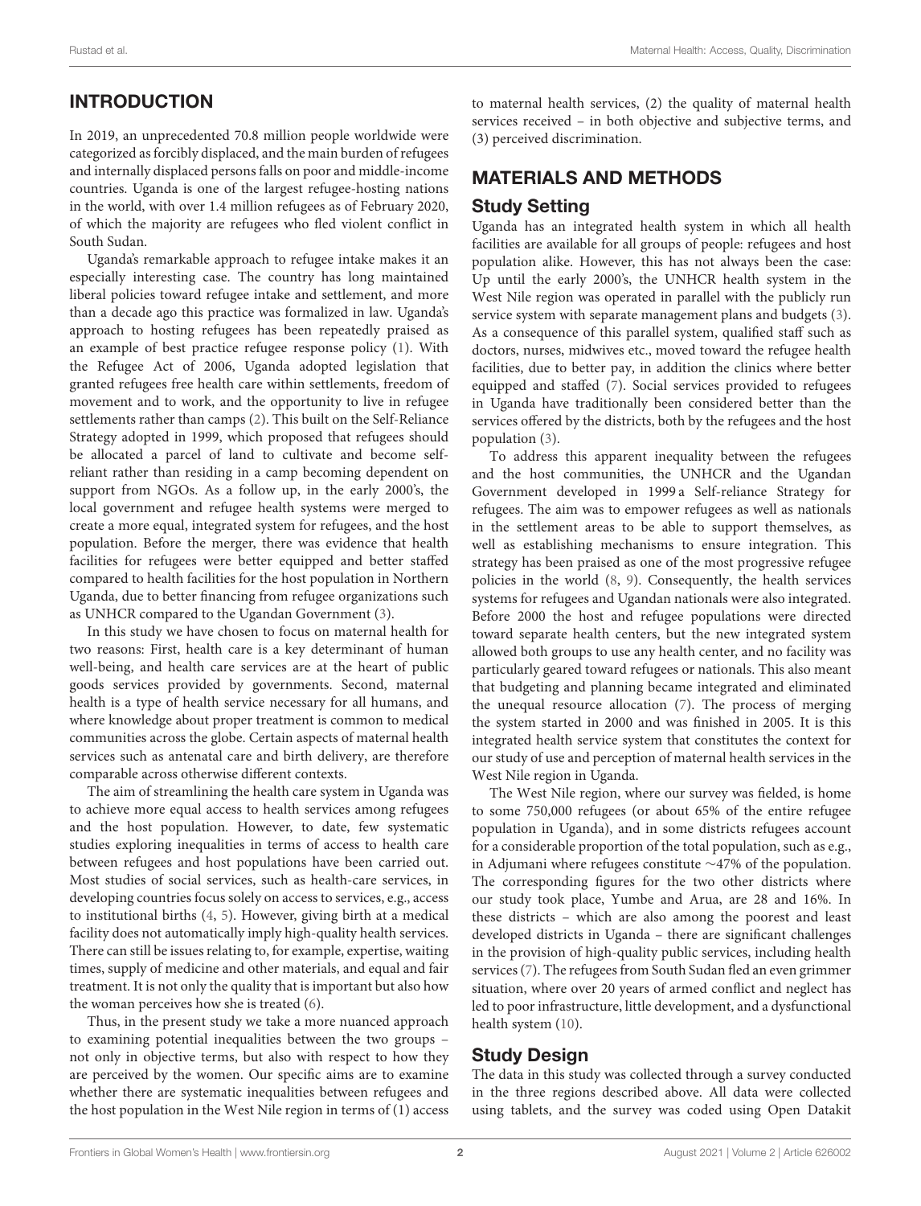## INTRODUCTION

In 2019, an unprecedented 70.8 million people worldwide were categorized as forcibly displaced, and the main burden of refugees and internally displaced persons falls on poor and middle-income countries. Uganda is one of the largest refugee-hosting nations in the world, with over 1.4 million refugees as of February 2020, of which the majority are refugees who fled violent conflict in South Sudan.

Uganda's remarkable approach to refugee intake makes it an especially interesting case. The country has long maintained liberal policies toward refugee intake and settlement, and more than a decade ago this practice was formalized in law. Uganda's approach to hosting refugees has been repeatedly praised as an example of best practice refugee response policy (1). With the Refugee Act of 2006, Uganda adopted legislation that granted refugees free health care within settlements, freedom of movement and to work, and the opportunity to live in refugee settlements rather than camps (2). This built on the Self-Reliance Strategy adopted in 1999, which proposed that refugees should be allocated a parcel of land to cultivate and become self-reliant rather than residing in a camp becoming dependent on support from NGOs. As a follow up, in the early 2000's, the local government and refugee health systems were merged to create a more equal, integrated system for refugees, and the host population. Before the merger, there was evidence that health facilities for refugees were better equipped and better staffed compared to health facilities for the host population in Northern Uganda, due to better financing from refugee organizations such as UNHCR compared to the Ugandan Government (3).

In this study we have chosen to focus on maternal health for two reasons: First, health care is a key determinant of human well-being, and health care services are at the heart of public goods services provided by governments. Second, maternal health is a type of health service necessary for all humans, and where knowledge about proper treatment is common to medical communities across the globe. Certain aspects of maternal health services such as antenatal care and birth delivery, are therefore comparable across otherwise different contexts.

The aim of streamlining the health care system in Uganda was to achieve more equal access to health services among refugees and the host population. However, to date, few systematic studies exploring inequalities in terms of access to health care between refugees and host populations have been carried out. Most studies of social services, such as health-care services, in developing countries focus solely on access to services, e.g., access to institutional births (4, 5). However, giving birth at a medical facility does not automatically imply high-quality health services. There can still be issues relating to, for example, expertise, waiting times, supply of medicine and other materials, and equal and fair treatment. It is not only the quality that is important but also how the woman perceives how she is treated (6).

Thus, in the present study we take a more nuanced approach to examining potential inequalities between the two groups – not only in objective terms, but also with respect to how they are perceived by the women. Our specific aims are to examine whether there are systematic inequalities between refugees and the host population in the West Nile region in terms of (1) access to maternal health services, (2) the quality of maternal health services received – in both objective and subjective terms, and (3) perceived discrimination.

## MATERIALS AND METHODS

### Study Setting

Uganda has an integrated health system in which all health facilities are available for all groups of people: refugees and host population alike. However, this has not always been the case: Up until the early 2000's, the UNHCR health system in the West Nile region was operated in parallel with the publicly run service system with separate management plans and budgets (3). As a consequence of this parallel system, qualified staff such as doctors, nurses, midwives etc., moved toward the refugee health facilities, due to better pay, in addition the clinics where better equipped and staffed (7). Social services provided to refugees in Uganda have traditionally been considered better than the services offered by the districts, both by the refugees and the host population (3).

To address this apparent inequality between the refugees and the host communities, the UNHCR and the Ugandan Government developed in 1999 a Self-reliance Strategy for refugees. The aim was to empower refugees as well as nationals in the settlement areas to be able to support themselves, as well as establishing mechanisms to ensure integration. This strategy has been praised as one of the most progressive refugee policies in the world (8, 9). Consequently, the health services systems for refugees and Ugandan nationals were also integrated. Before 2000 the host and refugee populations were directed toward separate health centers, but the new integrated system allowed both groups to use any health center, and no facility was particularly geared toward refugees or nationals. This also meant that budgeting and planning became integrated and eliminated the unequal resource allocation (7). The process of merging the system started in 2000 and was finished in 2005. It is this integrated health service system that constitutes the context for our study of use and perception of maternal health services in the West Nile region in Uganda.

The West Nile region, where our survey was fielded, is home to some 750,000 refugees (or about 65% of the entire refugee population in Uganda), and in some districts refugees account for a considerable proportion of the total population, such as e.g., in Adjumani where refugees constitute ∼47% of the population. The corresponding figures for the two other districts where our study took place, Yumbe and Arua, are 28 and 16%. In these districts – which are also among the poorest and least developed districts in Uganda – there are significant challenges in the provision of high-quality public services, including health services (7). The refugees from South Sudan fled an even grimmer situation, where over 20 years of armed conflict and neglect has led to poor infrastructure, little development, and a dysfunctional health system (10).

### Study Design

The data in this study was collected through a survey conducted in the three regions described above. All data were collected using tablets, and the survey was coded using Open Datakit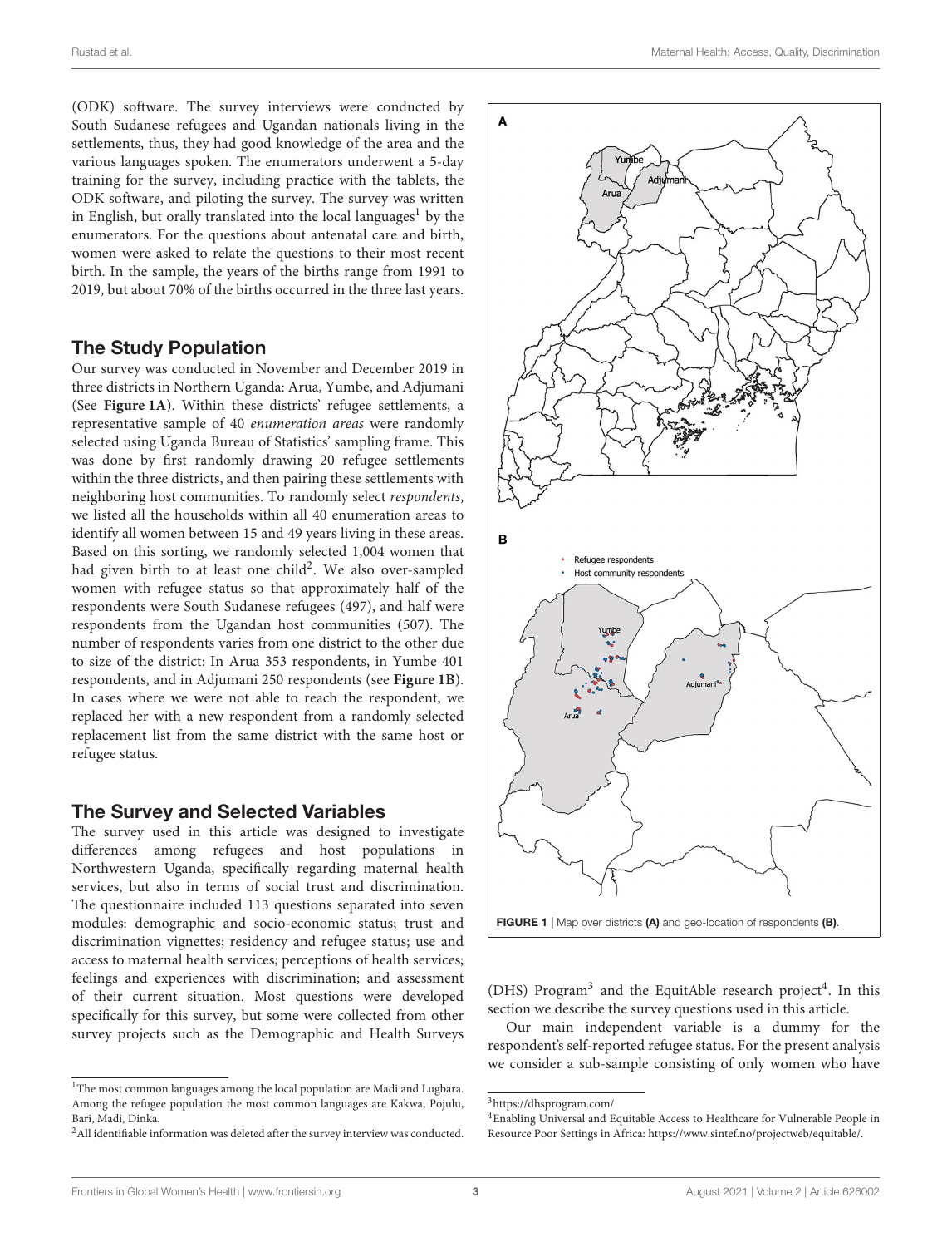(ODK) software. The survey interviews were conducted by South Sudanese refugees and Ugandan nationals living in the settlements, thus, they had good knowledge of the area and the various languages spoken. The enumerators underwent a 5-day training for the survey, including practice with the tablets, the ODK software, and piloting the survey. The survey was written in English, but orally translated into the local languages[1] by the enumerators. For the questions about antenatal care and birth, women were asked to relate the questions to their most recent birth. In the sample, the years of the births range from 1991 to 2019, but about 70% of the births occurred in the three last years.

## The Study Population

Our survey was conducted in November and December 2019 in three districts in Northern Uganda: Arua, Yumbe, and Adjumani (See **Figure 1A**). Within these districts' refugee settlements, a representative sample of 40 *enumeration areas* were randomly selected using Uganda Bureau of Statistics' sampling frame. This was done by first randomly drawing 20 refugee settlements within the three districts, and then pairing these settlements with neighboring host communities. To randomly select *respondents*, we listed all the households within all 40 enumeration areas to identify all women between 15 and 49 years living in these areas. Based on this sorting, we randomly selected 1,004 women that had given birth to at least one child[2]. We also over-sampled women with refugee status so that approximately half of the respondents were South Sudanese refugees (497), and half were respondents from the Ugandan host communities (507). The number of respondents varies from one district to the other due to size of the district: In Arua 353 respondents, in Yumbe 401 respondents, and in Adjumani 250 respondents (see **Figure 1B**). In cases where we were not able to reach the respondent, we replaced her with a new respondent from a randomly selected replacement list from the same district with the same host or refugee status.

## The Survey and Selected Variables

The survey used in this article was designed to investigate differences among refugees and host populations in Northwestern Uganda, specifically regarding maternal health services, but also in terms of social trust and discrimination. The questionnaire included 113 questions separated into seven modules: demographic and socio-economic status; trust and discrimination vignettes; residency and refugee status; use and access to maternal health services; perceptions of health services; feelings and experiences with discrimination; and assessment of their current situation. Most questions were developed specifically for this survey, but some were collected from other survey projects such as the Demographic and Health Surveys (DHS) Program[3] and the EquitAble research project[4]. In this section we describe the survey questions used in this article.

Our main independent variable is a dummy for the respondent's self-reported refugee status. For the present analysis we consider a sub-sample consisting of only women who have

**FIGURE 1 |** Map over districts **(A)** and geo-location of respondents **(B)**.

[1] The most common languages among the local population are Madi and Lugbara. Among the refugee population the most common languages are Kakwa, Pojulu, Bari, Madi, Dinka.

[2] All identifiable information was deleted after the survey interview was conducted.

[3] https://dhsprogram.com/

[4] Enabling Universal and Equitable Access to Healthcare for Vulnerable People in Resource Poor Settings in Africa: https://www.sintef.no/projectweb/equitable/.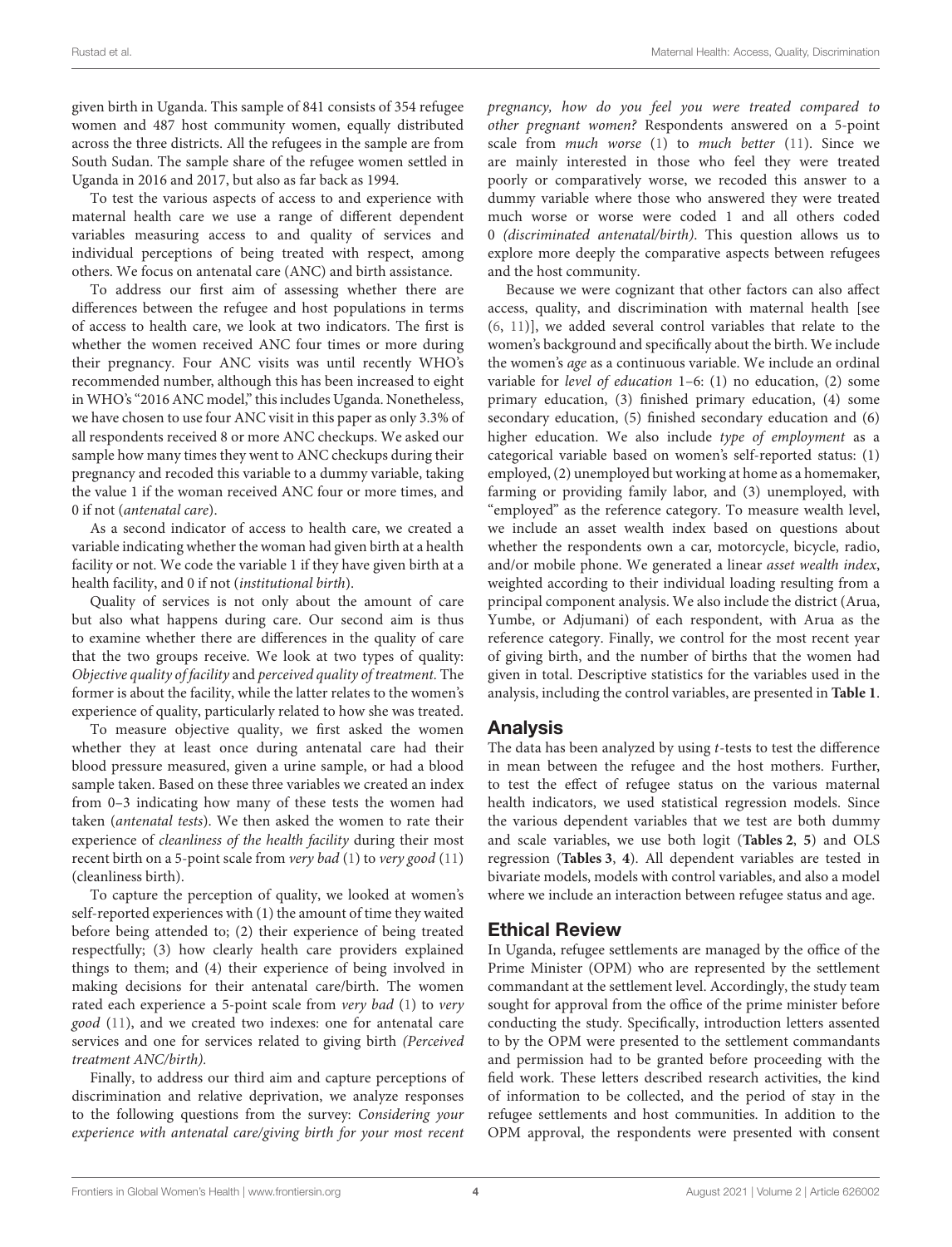given birth in Uganda. This sample of 841 consists of 354 refugee women and 487 host community women, equally distributed across the three districts. All the refugees in the sample are from South Sudan. The sample share of the refugee women settled in Uganda in 2016 and 2017, but also as far back as 1994.

To test the various aspects of access to and experience with maternal health care we use a range of different dependent variables measuring access to and quality of services and individual perceptions of being treated with respect, among others. We focus on antenatal care (ANC) and birth assistance.

To address our first aim of assessing whether there are differences between the refugee and host populations in terms of access to health care, we look at two indicators. The first is whether the women received ANC four times or more during their pregnancy. Four ANC visits was until recently WHO's recommended number, although this has been increased to eight in WHO's "2016 ANC model," this includes Uganda. Nonetheless, we have chosen to use four ANC visit in this paper as only 3.3% of all respondents received 8 or more ANC checkups. We asked our sample how many times they went to ANC checkups during their pregnancy and recoded this variable to a dummy variable, taking the value 1 if the woman received ANC four or more times, and 0 if not (*antenatal care*).

As a second indicator of access to health care, we created a variable indicating whether the woman had given birth at a health facility or not. We code the variable 1 if they have given birth at a health facility, and 0 if not (*institutional birth*).

Quality of services is not only about the amount of care but also what happens during care. Our second aim is thus to examine whether there are differences in the quality of care that the two groups receive. We look at two types of quality: *Objective quality of facility* and *perceived quality of treatment*. The former is about the facility, while the latter relates to the women's experience of quality, particularly related to how she was treated.

To measure objective quality, we first asked the women whether they at least once during antenatal care had their blood pressure measured, given a urine sample, or had a blood sample taken. Based on these three variables we created an index from 0–3 indicating how many of these tests the women had taken (*antenatal tests*). We then asked the women to rate their experience of *cleanliness of the health facility* during their most recent birth on a 5-point scale from *very bad* (1) to *very good* (11) (cleanliness birth).

To capture the perception of quality, we looked at women's self-reported experiences with (1) the amount of time they waited before being attended to; (2) their experience of being treated respectfully; (3) how clearly health care providers explained things to them; and (4) their experience of being involved in making decisions for their antenatal care/birth. The women rated each experience a 5-point scale from *very bad* (1) to *very good* (11), and we created two indexes: one for antenatal care services and one for services related to giving birth *(Perceived treatment ANC/birth)*.

Finally, to address our third aim and capture perceptions of discrimination and relative deprivation, we analyze responses to the following questions from the survey: *Considering your experience with antenatal care/giving birth for your most recent pregnancy, how do you feel you were treated compared to other pregnant women?* Respondents answered on a 5-point scale from *much worse* (1) to *much better* (11). Since we are mainly interested in those who feel they were treated poorly or comparatively worse, we recoded this answer to a dummy variable where those who answered they were treated much worse or worse were coded 1 and all others coded 0 *(discriminated antenatal/birth)*. This question allows us to explore more deeply the comparative aspects between refugees and the host community.

Because we were cognizant that other factors can also affect access, quality, and discrimination with maternal health [see (6, 11)], we added several control variables that relate to the women's background and specifically about the birth. We include the women's *age* as a continuous variable. We include an ordinal variable for *level of education* 1–6: (1) no education, (2) some primary education, (3) finished primary education, (4) some secondary education, (5) finished secondary education and (6) higher education. We also include *type of employment* as a categorical variable based on women's self-reported status: (1) employed, (2) unemployed but working at home as a homemaker, farming or providing family labor, and (3) unemployed, with "employed" as the reference category. To measure wealth level, we include an asset wealth index based on questions about whether the respondents own a car, motorcycle, bicycle, radio, and/or mobile phone. We generated a linear *asset wealth index*, weighted according to their individual loading resulting from a principal component analysis. We also include the district (Arua, Yumbe, or Adjumani) of each respondent, with Arua as the reference category. Finally, we control for the most recent year of giving birth, and the number of births that the women had given in total. Descriptive statistics for the variables used in the analysis, including the control variables, are presented in **Table 1**.

## Analysis

The data has been analyzed by using *t*-tests to test the difference in mean between the refugee and the host mothers. Further, to test the effect of refugee status on the various maternal health indicators, we used statistical regression models. Since the various dependent variables that we test are both dummy and scale variables, we use both logit (**Tables 2**, **5**) and OLS regression (**Tables 3**, **4**). All dependent variables are tested in bivariate models, models with control variables, and also a model where we include an interaction between refugee status and age.

## Ethical Review

In Uganda, refugee settlements are managed by the office of the Prime Minister (OPM) who are represented by the settlement commandant at the settlement level. Accordingly, the study team sought for approval from the office of the prime minister before conducting the study. Specifically, introduction letters assented to by the OPM were presented to the settlement commandants and permission had to be granted before proceeding with the field work. These letters described research activities, the kind of information to be collected, and the period of stay in the refugee settlements and host communities. In addition to the OPM approval, the respondents were presented with consent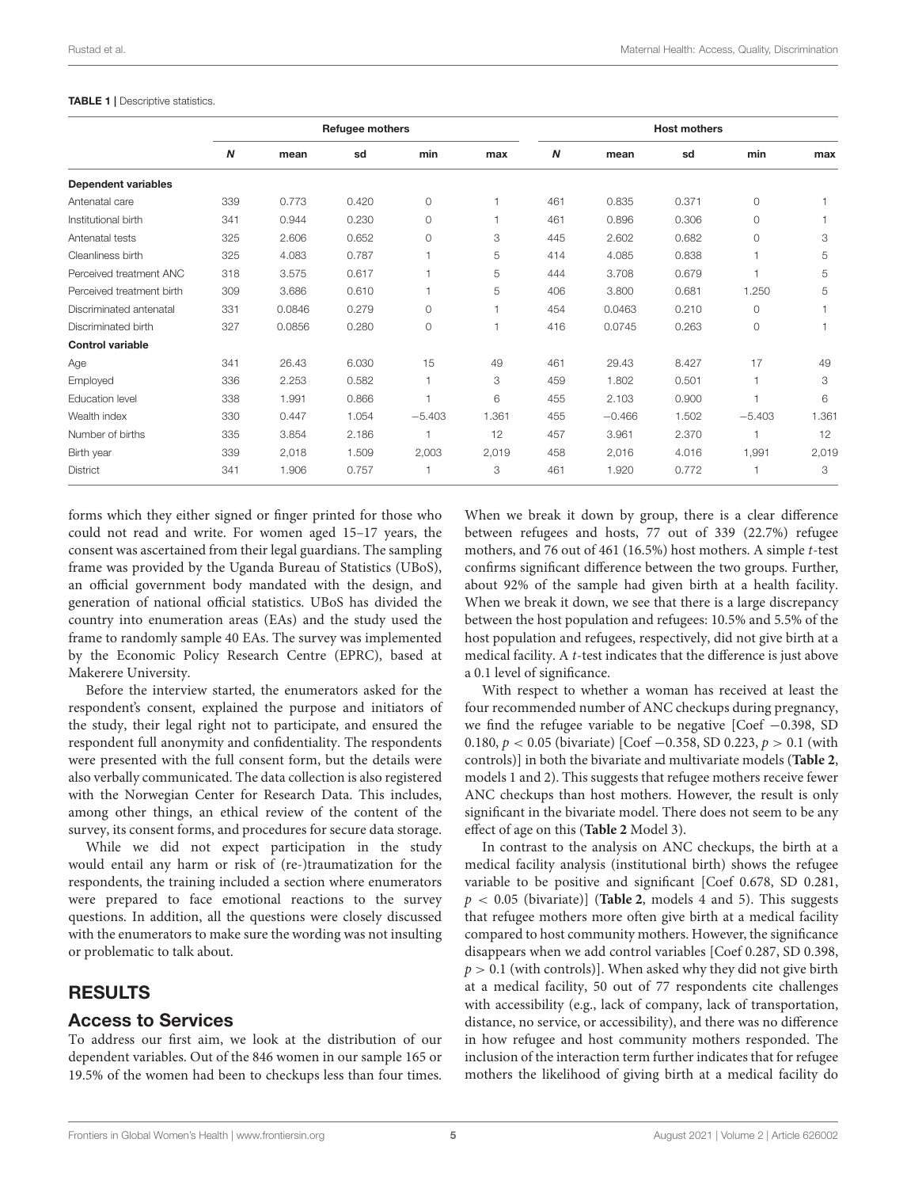**TABLE 1 |** Descriptive statistics.

| | Refugee mothers | | | | | Host mothers | | | | |
|---|---|---|---|---|---|---|---|---|---|---|
| | ***N*** | **mean** | **sd** | **min** | **max** | ***N*** | **mean** | **sd** | **min** | **max** |
| **Dependent variables** | | | | | | | | | | |
| Antenatal care | 339 | 0.773 | 0.420 | 0 | 1 | 461 | 0.835 | 0.371 | 0 | 1 |
| Institutional birth | 341 | 0.944 | 0.230 | 0 | 1 | 461 | 0.896 | 0.306 | 0 | 1 |
| Antenatal tests | 325 | 2.606 | 0.652 | 0 | 3 | 445 | 2.602 | 0.682 | 0 | 3 |
| Cleanliness birth | 325 | 4.083 | 0.787 | 1 | 5 | 414 | 4.085 | 0.838 | 1 | 5 |
| Perceived treatment ANC | 318 | 3.575 | 0.617 | 1 | 5 | 444 | 3.708 | 0.679 | 1 | 5 |
| Perceived treatment birth | 309 | 3.686 | 0.610 | 1 | 5 | 406 | 3.800 | 0.681 | 1.250 | 5 |
| Discriminated antenatal | 331 | 0.0846 | 0.279 | 0 | 1 | 454 | 0.0463 | 0.210 | 0 | 1 |
| Discriminated birth | 327 | 0.0856 | 0.280 | 0 | 1 | 416 | 0.0745 | 0.263 | 0 | 1 |
| **Control variable** | | | | | | | | | | |
| Age | 341 | 26.43 | 6.030 | 15 | 49 | 461 | 29.43 | 8.427 | 17 | 49 |
| Employed | 336 | 2.253 | 0.582 | 1 | 3 | 459 | 1.802 | 0.501 | 1 | 3 |
| Education level | 338 | 1.991 | 0.866 | 1 | 6 | 455 | 2.103 | 0.900 | 1 | 6 |
| Wealth index | 330 | 0.447 | 1.054 | −5.403 | 1.361 | 455 | −0.466 | 1.502 | −5.403 | 1.361 |
| Number of births | 335 | 3.854 | 2.186 | 1 | 12 | 457 | 3.961 | 2.370 | 1 | 12 |
| Birth year | 339 | 2,018 | 1.509 | 2,003 | 2,019 | 458 | 2,016 | 4.016 | 1,991 | 2,019 |
| District | 341 | 1.906 | 0.757 | 1 | 3 | 461 | 1.920 | 0.772 | 1 | 3 |

forms which they either signed or finger printed for those who could not read and write. For women aged 15–17 years, the consent was ascertained from their legal guardians. The sampling frame was provided by the Uganda Bureau of Statistics (UBoS), an official government body mandated with the design, and generation of national official statistics. UBoS has divided the country into enumeration areas (EAs) and the study used the frame to randomly sample 40 EAs. The survey was implemented by the Economic Policy Research Centre (EPRC), based at Makerere University.

Before the interview started, the enumerators asked for the respondent's consent, explained the purpose and initiators of the study, their legal right not to participate, and ensured the respondent full anonymity and confidentiality. The respondents were presented with the full consent form, but the details were also verbally communicated. The data collection is also registered with the Norwegian Center for Research Data. This includes, among other things, an ethical review of the content of the survey, its consent forms, and procedures for secure data storage.

While we did not expect participation in the study would entail any harm or risk of (re-)traumatization for the respondents, the training included a section where enumerators were prepared to face emotional reactions to the survey questions. In addition, all the questions were closely discussed with the enumerators to make sure the wording was not insulting or problematic to talk about.

## RESULTS

### Access to Services

To address our first aim, we look at the distribution of our dependent variables. Out of the 846 women in our sample 165 or 19.5% of the women had been to checkups less than four times. When we break it down by group, there is a clear difference between refugees and hosts, 77 out of 339 (22.7%) refugee mothers, and 76 out of 461 (16.5%) host mothers. A simple *t*-test confirms significant difference between the two groups. Further, about 92% of the sample had given birth at a health facility. When we break it down, we see that there is a large discrepancy between the host population and refugees: 10.5% and 5.5% of the host population and refugees, respectively, did not give birth at a medical facility. A *t*-test indicates that the difference is just above a 0.1 level of significance.

With respect to whether a woman has received at least the four recommended number of ANC checkups during pregnancy, we find the refugee variable to be negative [Coef −0.398, SD 0.180, $p < 0.05$ (bivariate) [Coef −0.358, SD 0.223, $p > 0.1$ (with controls)] in both the bivariate and multivariate models (**Table 2**, models 1 and 2). This suggests that refugee mothers receive fewer ANC checkups than host mothers. However, the result is only significant in the bivariate model. There does not seem to be any effect of age on this (**Table 2** Model 3).

In contrast to the analysis on ANC checkups, the birth at a medical facility analysis (institutional birth) shows the refugee variable to be positive and significant [Coef 0.678, SD 0.281, $p < 0.05$ (bivariate)] (**Table 2**, models 4 and 5). This suggests that refugee mothers more often give birth at a medical facility compared to host community mothers. However, the significance disappears when we add control variables [Coef 0.287, SD 0.398, $p > 0.1$ (with controls)]. When asked why they did not give birth at a medical facility, 50 out of 77 respondents cite challenges with accessibility (e.g., lack of company, lack of transportation, distance, no service, or accessibility), and there was no difference in how refugee and host community mothers responded. The inclusion of the interaction term further indicates that for refugee mothers the likelihood of giving birth at a medical facility do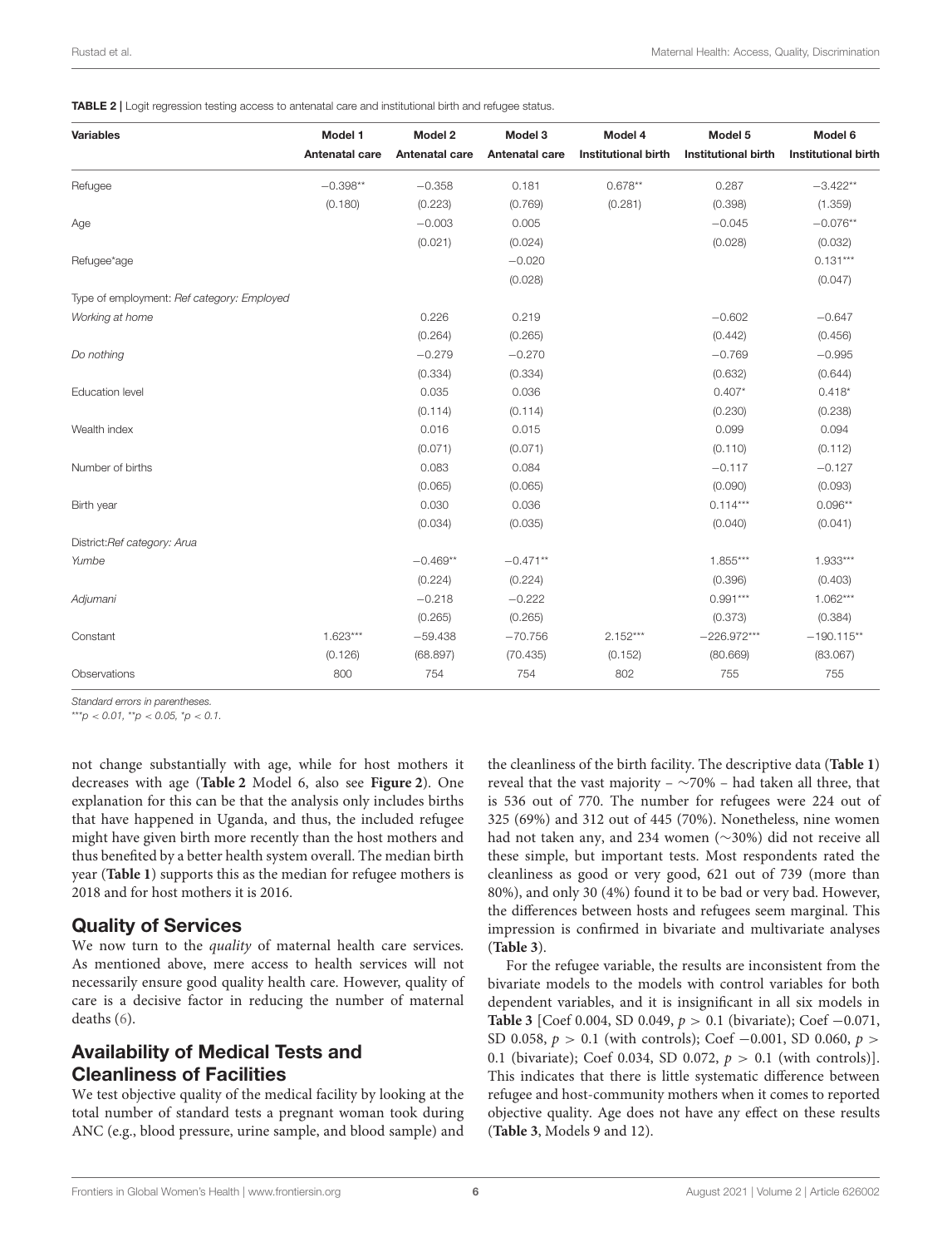**TABLE 2 |** Logit regression testing access to antenatal care and institutional birth and refugee status.

| Variables | Model 1 | Model 2 | Model 3 | Model 4 | Model 5 | Model 6 |
|---|---|---|---|---|---|---|
| | Antenatal care | Antenatal care | Antenatal care | Institutional birth | Institutional birth | Institutional birth |
| Refugee | −0.398** | −0.358 | 0.181 | 0.678** | 0.287 | −3.422** |
| | (0.180) | (0.223) | (0.769) | (0.281) | (0.398) | (1.359) |
| Age | | −0.003 | 0.005 | | −0.045 | −0.076** |
| | | (0.021) | (0.024) | | (0.028) | (0.032) |
| Refugee*age | | | −0.020 | | | 0.131*** |
| | | | (0.028) | | | (0.047) |
| Type of employment: *Ref category: Employed* | | | | | | |
| *Working at home* | | 0.226 | 0.219 | | −0.602 | −0.647 |
| | | (0.264) | (0.265) | | (0.442) | (0.456) |
| *Do nothing* | | −0.279 | −0.270 | | −0.769 | −0.995 |
| | | (0.334) | (0.334) | | (0.632) | (0.644) |
| Education level | | 0.035 | 0.036 | | 0.407* | 0.418* |
| | | (0.114) | (0.114) | | (0.230) | (0.238) |
| Wealth index | | 0.016 | 0.015 | | 0.099 | 0.094 |
| | | (0.071) | (0.071) | | (0.110) | (0.112) |
| Number of births | | 0.083 | 0.084 | | −0.117 | −0.127 |
| | | (0.065) | (0.065) | | (0.090) | (0.093) |
| Birth year | | 0.030 | 0.036 | | 0.114*** | 0.096** |
| | | (0.034) | (0.035) | | (0.040) | (0.041) |
| District: *Ref category: Arua* | | | | | | |
| *Yumbe* | | −0.469** | −0.471** | | 1.855*** | 1.933*** |
| | | (0.224) | (0.224) | | (0.396) | (0.403) |
| *Adjumani* | | −0.218 | −0.222 | | 0.991*** | 1.062*** |
| | | (0.265) | (0.265) | | (0.373) | (0.384) |
| Constant | 1.623*** | −59.438 | −70.756 | 2.152*** | −226.972*** | −190.115** |
| | (0.126) | (68.897) | (70.435) | (0.152) | (80.669) | (83.067) |
| Observations | 800 | 754 | 754 | 802 | 755 | 755 |

*Standard errors in parentheses.*

*\*\*\*p < 0.01, \*\*p < 0.05, \*p < 0.1.*

not change substantially with age, while for host mothers it decreases with age (**Table 2** Model 6, also see **Figure 2**). One explanation for this can be that the analysis only includes births that have happened in Uganda, and thus, the included refugee might have given birth more recently than the host mothers and thus benefited by a better health system overall. The median birth year (**Table 1**) supports this as the median for refugee mothers is 2018 and for host mothers it is 2016.

## Quality of Services

We now turn to the *quality* of maternal health care services. As mentioned above, mere access to health services will not necessarily ensure good quality health care. However, quality of care is a decisive factor in reducing the number of maternal deaths (6).

## Availability of Medical Tests and Cleanliness of Facilities

We test objective quality of the medical facility by looking at the total number of standard tests a pregnant woman took during ANC (e.g., blood pressure, urine sample, and blood sample) and the cleanliness of the birth facility. The descriptive data (**Table 1**) reveal that the vast majority – ∼70% – had taken all three, that is 536 out of 770. The number for refugees were 224 out of 325 (69%) and 312 out of 445 (70%). Nonetheless, nine women had not taken any, and 234 women (∼30%) did not receive all these simple, but important tests. Most respondents rated the cleanliness as good or very good, 621 out of 739 (more than 80%), and only 30 (4%) found it to be bad or very bad. However, the differences between hosts and refugees seem marginal. This impression is confirmed in bivariate and multivariate analyses (**Table 3**).

For the refugee variable, the results are inconsistent from the bivariate models to the models with control variables for both dependent variables, and it is insignificant in all six models in **Table 3** [Coef 0.004, SD 0.049, $p > 0.1$ (bivariate); Coef −0.071, SD 0.058, $p > 0.1$ (with controls); Coef −0.001, SD 0.060, $p > 0.1$ (bivariate); Coef 0.034, SD 0.072, $p > 0.1$ (with controls)]. This indicates that there is little systematic difference between refugee and host-community mothers when it comes to reported objective quality. Age does not have any effect on these results (**Table 3**, Models 9 and 12).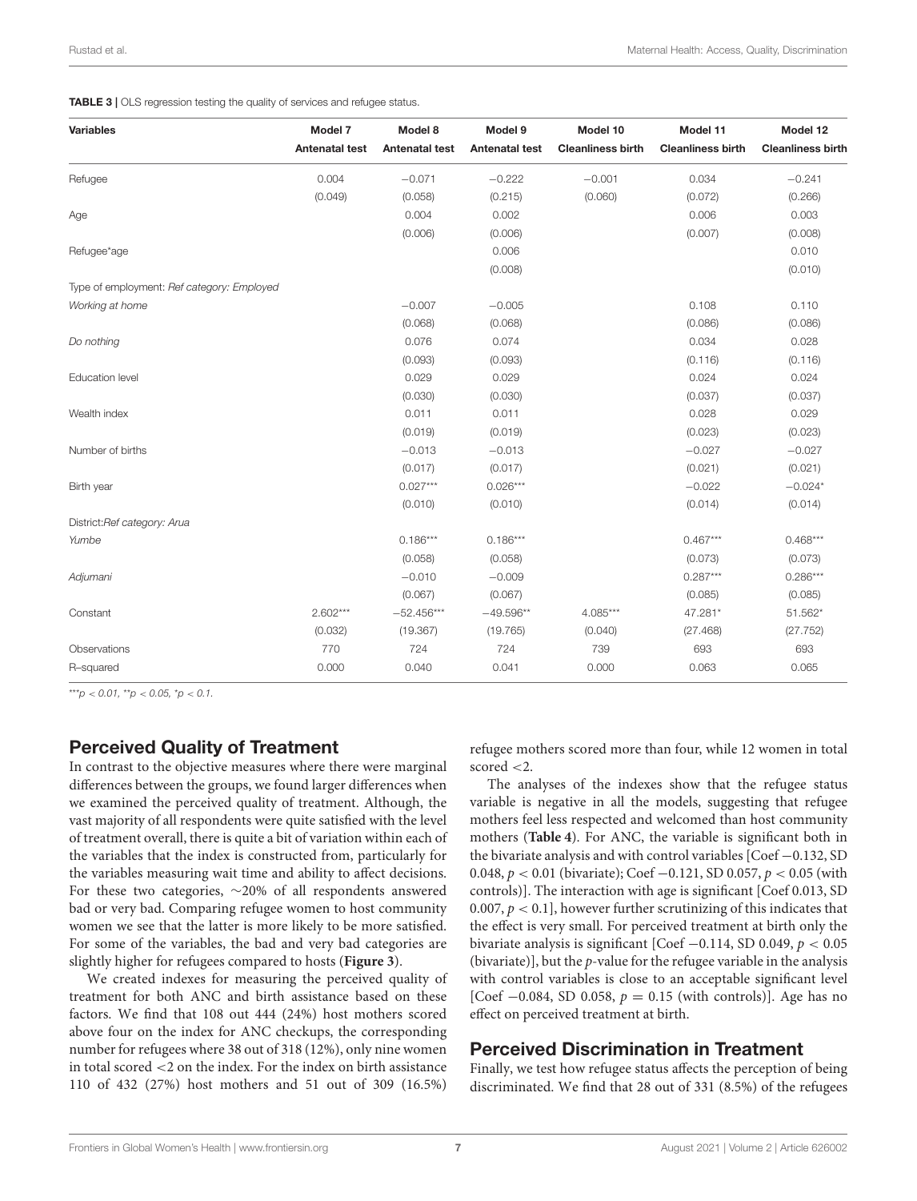**TABLE 3 |** OLS regression testing the quality of services and refugee status.

| Variables | Model 7 | Model 8 | Model 9 | Model 10 | Model 11 | Model 12 |
|---|---|---|---|---|---|---|
| | Antenatal test | Antenatal test | Antenatal test | Cleanliness birth | Cleanliness birth | Cleanliness birth |
| Refugee | 0.004 | −0.071 | −0.222 | −0.001 | 0.034 | −0.241 |
| | (0.049) | (0.058) | (0.215) | (0.060) | (0.072) | (0.266) |
| Age | | 0.004 | 0.002 | | 0.006 | 0.003 |
| | | (0.006) | (0.006) | | (0.007) | (0.008) |
| Refugee*age | | | 0.006 | | | 0.010 |
| | | | (0.008) | | | (0.010) |
| Type of employment: *Ref category: Employed* | | | | | | |
| *Working at home* | | −0.007 | −0.005 | | 0.108 | 0.110 |
| | | (0.068) | (0.068) | | (0.086) | (0.086) |
| *Do nothing* | | 0.076 | 0.074 | | 0.034 | 0.028 |
| | | (0.093) | (0.093) | | (0.116) | (0.116) |
| Education level | | 0.029 | 0.029 | | 0.024 | 0.024 |
| | | (0.030) | (0.030) | | (0.037) | (0.037) |
| Wealth index | | 0.011 | 0.011 | | 0.028 | 0.029 |
| | | (0.019) | (0.019) | | (0.023) | (0.023) |
| Number of births | | −0.013 | −0.013 | | −0.027 | −0.027 |
| | | (0.017) | (0.017) | | (0.021) | (0.021) |
| Birth year | | 0.027*** | 0.026*** | | −0.022 | −0.024* |
| | | (0.010) | (0.010) | | (0.014) | (0.014) |
| District: *Ref category: Arua* | | | | | | |
| *Yumbe* | | 0.186*** | 0.186*** | | 0.467*** | 0.468*** |
| | | (0.058) | (0.058) | | (0.073) | (0.073) |
| *Adjumani* | | −0.010 | −0.009 | | 0.287*** | 0.286*** |
| | | (0.067) | (0.067) | | (0.085) | (0.085) |
| Constant | 2.602*** | −52.456*** | −49.596** | 4.085*** | 47.281* | 51.562* |
| | (0.032) | (19.367) | (19.765) | (0.040) | (27.468) | (27.752) |
| Observations | 770 | 724 | 724 | 739 | 693 | 693 |
| R-squared | 0.000 | 0.040 | 0.041 | 0.000 | 0.063 | 0.065 |

*** $p < 0.01$, ** $p < 0.05$, * $p < 0.1$.

## Perceived Quality of Treatment

In contrast to the objective measures where there were marginal differences between the groups, we found larger differences when we examined the perceived quality of treatment. Although, the vast majority of all respondents were quite satisfied with the level of treatment overall, there is quite a bit of variation within each of the variables that the index is constructed from, particularly for the variables measuring wait time and ability to affect decisions. For these two categories, ∼20% of all respondents answered bad or very bad. Comparing refugee women to host community women we see that the latter is more likely to be more satisfied. For some of the variables, the bad and very bad categories are slightly higher for refugees compared to hosts (**Figure 3**).

We created indexes for measuring the perceived quality of treatment for both ANC and birth assistance based on these factors. We find that 108 out 444 (24%) host mothers scored above four on the index for ANC checkups, the corresponding number for refugees where 38 out of 318 (12%), only nine women in total scored <2 on the index. For the index on birth assistance 110 of 432 (27%) host mothers and 51 out of 309 (16.5%) refugee mothers scored more than four, while 12 women in total scored <2.

The analyses of the indexes show that the refugee status variable is negative in all the models, suggesting that refugee mothers feel less respected and welcomed than host community mothers (**Table 4**). For ANC, the variable is significant both in the bivariate analysis and with control variables [Coef −0.132, SD 0.048, $p < 0.01$ (bivariate); Coef −0.121, SD 0.057, $p < 0.05$ (with controls)]. The interaction with age is significant [Coef 0.013, SD 0.007, $p < 0.1$], however further scrutinizing of this indicates that the effect is very small. For perceived treatment at birth only the bivariate analysis is significant [Coef −0.114, SD 0.049, $p < 0.05$ (bivariate)], but the $p$-value for the refugee variable in the analysis with control variables is close to an acceptable significant level [Coef −0.084, SD 0.058, $p = 0.15$ (with controls)]. Age has no effect on perceived treatment at birth.

## Perceived Discrimination in Treatment

Finally, we test how refugee status affects the perception of being discriminated. We find that 28 out of 331 (8.5%) of the refugees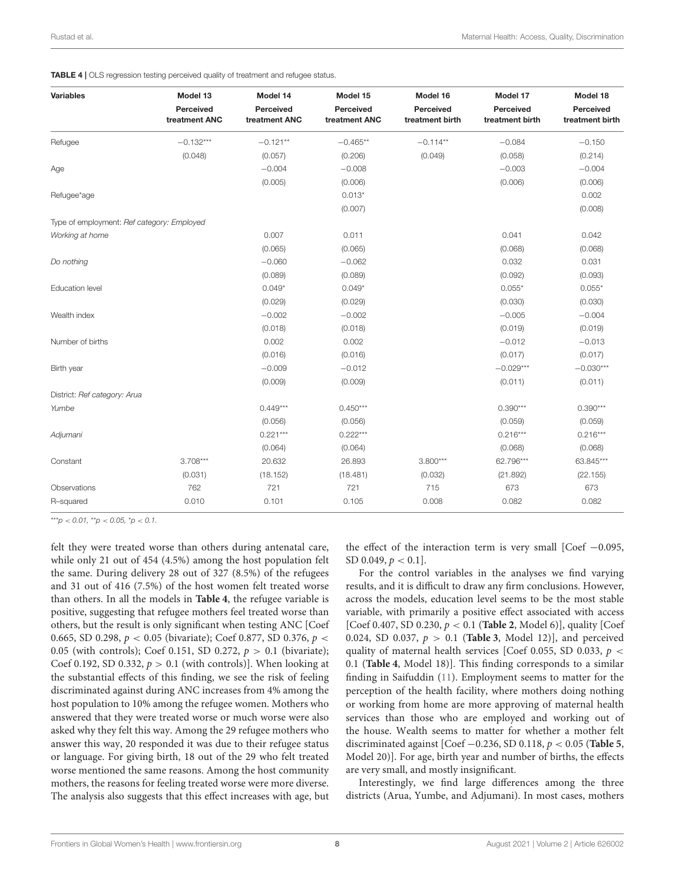**TABLE 4 |** OLS regression testing perceived quality of treatment and refugee status.

| Variables | Model 13 | Model 14 | Model 15 | Model 16 | Model 17 | Model 18 |
|---|---|---|---|---|---|---|
| | Perceived treatment ANC | Perceived treatment ANC | Perceived treatment ANC | Perceived treatment birth | Perceived treatment birth | Perceived treatment birth |
| Refugee | −0.132*** | −0.121** | −0.465** | −0.114** | −0.084 | −0.150 |
| | (0.048) | (0.057) | (0.206) | (0.049) | (0.058) | (0.214) |
| Age | | −0.004 | −0.008 | | −0.003 | −0.004 |
| | | (0.005) | (0.006) | | (0.006) | (0.006) |
| Refugee*age | | | 0.013* | | | 0.002 |
| | | | (0.007) | | | (0.008) |
| Type of employment: *Ref category: Employed* | | | | | | |
| *Working at home* | | 0.007 | 0.011 | | 0.041 | 0.042 |
| | | (0.065) | (0.065) | | (0.068) | (0.068) |
| *Do nothing* | | −0.060 | −0.062 | | 0.032 | 0.031 |
| | | (0.089) | (0.089) | | (0.092) | (0.093) |
| Education level | | 0.049* | 0.049* | | 0.055* | 0.055* |
| | | (0.029) | (0.029) | | (0.030) | (0.030) |
| Wealth index | | −0.002 | −0.002 | | −0.005 | −0.004 |
| | | (0.018) | (0.018) | | (0.019) | (0.019) |
| Number of births | | 0.002 | 0.002 | | −0.012 | −0.013 |
| | | (0.016) | (0.016) | | (0.017) | (0.017) |
| Birth year | | −0.009 | −0.012 | | −0.029*** | −0.030*** |
| | | (0.009) | (0.009) | | (0.011) | (0.011) |
| District: *Ref category: Arua* | | | | | | |
| *Yumbe* | | 0.449*** | 0.450*** | | 0.390*** | 0.390*** |
| | | (0.056) | (0.056) | | (0.059) | (0.059) |
| *Adjumani* | | 0.221*** | 0.222*** | | 0.216*** | 0.216*** |
| | | (0.064) | (0.064) | | (0.068) | (0.068) |
| Constant | 3.708*** | 20.632 | 26.893 | 3.800*** | 62.796*** | 63.845*** |
| | (0.031) | (18.152) | (18.481) | (0.032) | (21.892) | (22.155) |
| Observations | 762 | 721 | 721 | 715 | 673 | 673 |
| R-squared | 0.010 | 0.101 | 0.105 | 0.008 | 0.082 | 0.082 |

***$p < 0.01$, **$p < 0.05$, *$p < 0.1$.

felt they were treated worse than others during antenatal care, while only 21 out of 454 (4.5%) among the host population felt the same. During delivery 28 out of 327 (8.5%) of the refugees and 31 out of 416 (7.5%) of the host women felt treated worse than others. In all the models in **Table 4**, the refugee variable is positive, suggesting that refugee mothers feel treated worse than others, but the result is only significant when testing ANC [Coef 0.665, SD 0.298, $p < 0.05$ (bivariate); Coef 0.877, SD 0.376, $p < 0.05$ (with controls); Coef 0.151, SD 0.272, $p > 0.1$ (bivariate); Coef 0.192, SD 0.332, $p > 0.1$ (with controls)]. When looking at the substantial effects of this finding, we see the risk of feeling discriminated against during ANC increases from 4% among the host population to 10% among the refugee women. Mothers who answered that they were treated worse or much worse were also asked why they felt this way. Among the 29 refugee mothers who answer this way, 20 responded it was due to their refugee status or language. For giving birth, 18 out of the 29 who felt treated worse mentioned the same reasons. Among the host community mothers, the reasons for feeling treated worse were more diverse. The analysis also suggests that this effect increases with age, but the effect of the interaction term is very small [Coef −0.095, SD 0.049, $p < 0.1$].

For the control variables in the analyses we find varying results, and it is difficult to draw any firm conclusions. However, across the models, education level seems to be the most stable variable, with primarily a positive effect associated with access [Coef 0.407, SD 0.230, $p < 0.1$ (**Table 2**, Model 6)], quality [Coef 0.024, SD 0.037, $p > 0.1$ (**Table 3**, Model 12)], and perceived quality of maternal health services [Coef 0.055, SD 0.033, $p < 0.1$ (**Table 4**, Model 18)]. This finding corresponds to a similar finding in Saifuddin (11). Employment seems to matter for the perception of the health facility, where mothers doing nothing or working from home are more approving of maternal health services than those who are employed and working out of the house. Wealth seems to matter for whether a mother felt discriminated against [Coef −0.236, SD 0.118, $p < 0.05$ (**Table 5**, Model 20)]. For age, birth year and number of births, the effects are very small, and mostly insignificant.

Interestingly, we find large differences among the three districts (Arua, Yumbe, and Adjumani). In most cases, mothers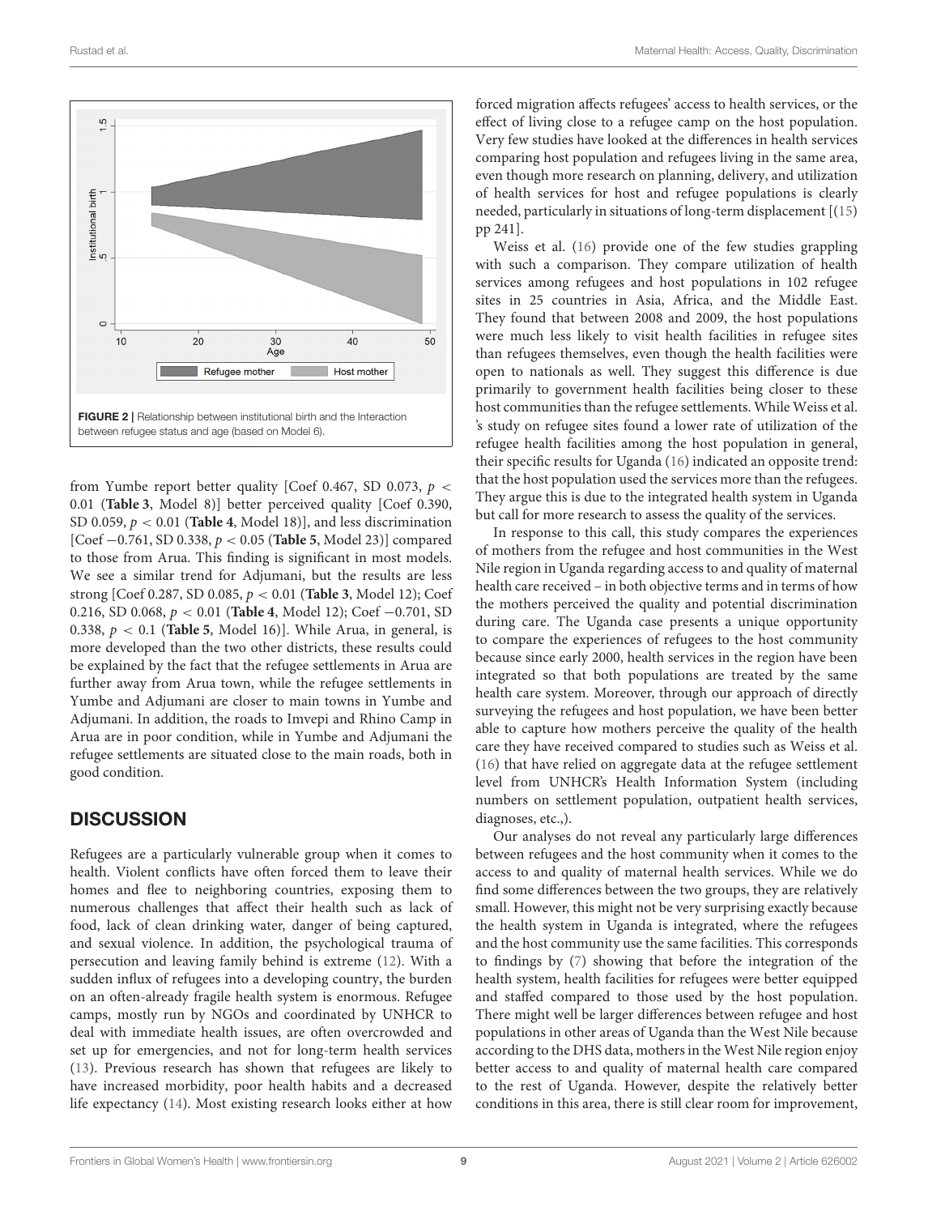FIGURE 2 | Relationship between institutional birth and the Interaction between refugee status and age (based on Model 6).

from Yumbe report better quality [Coef 0.467, SD 0.073, $p < 0.01$ (**Table 3**, Model 8)] better perceived quality [Coef 0.390, SD 0.059, $p < 0.01$ (**Table 4**, Model 18)], and less discrimination [Coef −0.761, SD 0.338, $p < 0.05$ (**Table 5**, Model 23)] compared to those from Arua. This finding is significant in most models. We see a similar trend for Adjumani, but the results are less strong [Coef 0.287, SD 0.085, $p < 0.01$ (**Table 3**, Model 12); Coef 0.216, SD 0.068, $p < 0.01$ (**Table 4**, Model 12); Coef −0.701, SD 0.338, $p < 0.1$ (**Table 5**, Model 16)]. While Arua, in general, is more developed than the two other districts, these results could be explained by the fact that the refugee settlements in Arua are further away from Arua town, while the refugee settlements in Yumbe and Adjumani are closer to main towns in Yumbe and Adjumani. In addition, the roads to Imvepi and Rhino Camp in Arua are in poor condition, while in Yumbe and Adjumani the refugee settlements are situated close to the main roads, both in good condition.

## DISCUSSION

Refugees are a particularly vulnerable group when it comes to health. Violent conflicts have often forced them to leave their homes and flee to neighboring countries, exposing them to numerous challenges that affect their health such as lack of food, lack of clean drinking water, danger of being captured, and sexual violence. In addition, the psychological trauma of persecution and leaving family behind is extreme (12). With a sudden influx of refugees into a developing country, the burden on an often-already fragile health system is enormous. Refugee camps, mostly run by NGOs and coordinated by UNHCR to deal with immediate health issues, are often overcrowded and set up for emergencies, and not for long-term health services (13). Previous research has shown that refugees are likely to have increased morbidity, poor health habits and a decreased life expectancy (14). Most existing research looks either at how forced migration affects refugees' access to health services, or the effect of living close to a refugee camp on the host population. Very few studies have looked at the differences in health services comparing host population and refugees living in the same area, even though more research on planning, delivery, and utilization of health services for host and refugee populations is clearly needed, particularly in situations of long-term displacement [(15) pp 241].

Weiss et al. (16) provide one of the few studies grappling with such a comparison. They compare utilization of health services among refugees and host populations in 102 refugee sites in 25 countries in Asia, Africa, and the Middle East. They found that between 2008 and 2009, the host populations were much less likely to visit health facilities in refugee sites than refugees themselves, even though the health facilities were open to nationals as well. They suggest this difference is due primarily to government health facilities being closer to these host communities than the refugee settlements. While Weiss et al. 's study on refugee sites found a lower rate of utilization of the refugee health facilities among the host population in general, their specific results for Uganda (16) indicated an opposite trend: that the host population used the services more than the refugees. They argue this is due to the integrated health system in Uganda but call for more research to assess the quality of the services.

In response to this call, this study compares the experiences of mothers from the refugee and host communities in the West Nile region in Uganda regarding access to and quality of maternal health care received – in both objective terms and in terms of how the mothers perceived the quality and potential discrimination during care. The Uganda case presents a unique opportunity to compare the experiences of refugees to the host community because since early 2000, health services in the region have been integrated so that both populations are treated by the same health care system. Moreover, through our approach of directly surveying the refugees and host population, we have been better able to capture how mothers perceive the quality of the health care they have received compared to studies such as Weiss et al. (16) that have relied on aggregate data at the refugee settlement level from UNHCR's Health Information System (including numbers on settlement population, outpatient health services, diagnoses, etc.,).

Our analyses do not reveal any particularly large differences between refugees and the host community when it comes to the access to and quality of maternal health services. While we do find some differences between the two groups, they are relatively small. However, this might not be very surprising exactly because the health system in Uganda is integrated, where the refugees and the host community use the same facilities. This corresponds to findings by (7) showing that before the integration of the health system, health facilities for refugees were better equipped and staffed compared to those used by the host population. There might well be larger differences between refugee and host populations in other areas of Uganda than the West Nile because according to the DHS data, mothers in the West Nile region enjoy better access to and quality of maternal health care compared to the rest of Uganda. However, despite the relatively better conditions in this area, there is still clear room for improvement,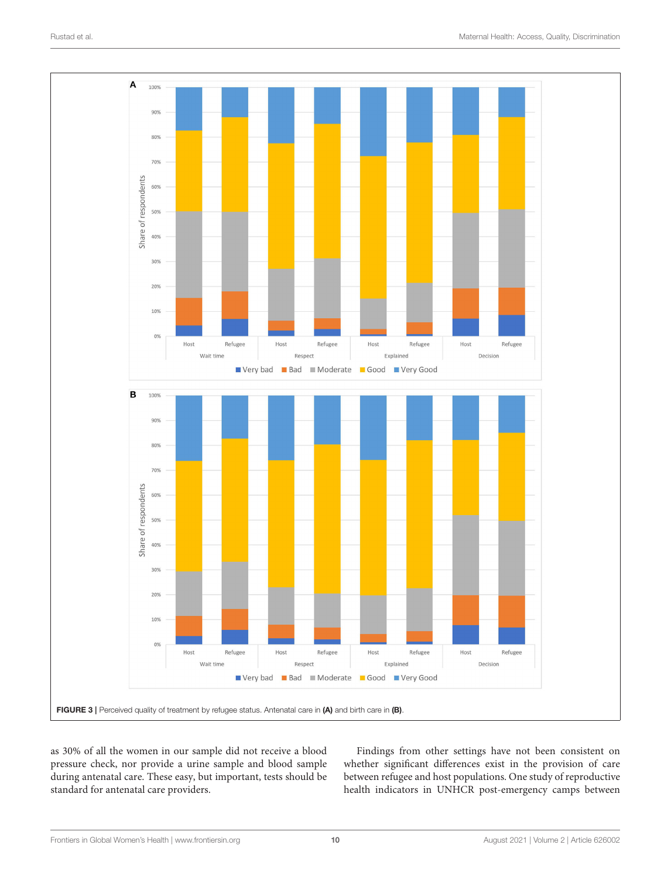FIGURE 3 | Perceived quality of treatment by refugee status. Antenatal care in **(A)** and birth care in **(B)**.

as 30% of all the women in our sample did not receive a blood pressure check, nor provide a urine sample and blood sample during antenatal care. These easy, but important, tests should be standard for antenatal care providers.

Findings from other settings have not been consistent on whether significant differences exist in the provision of care between refugee and host populations. One study of reproductive health indicators in UNHCR post-emergency camps between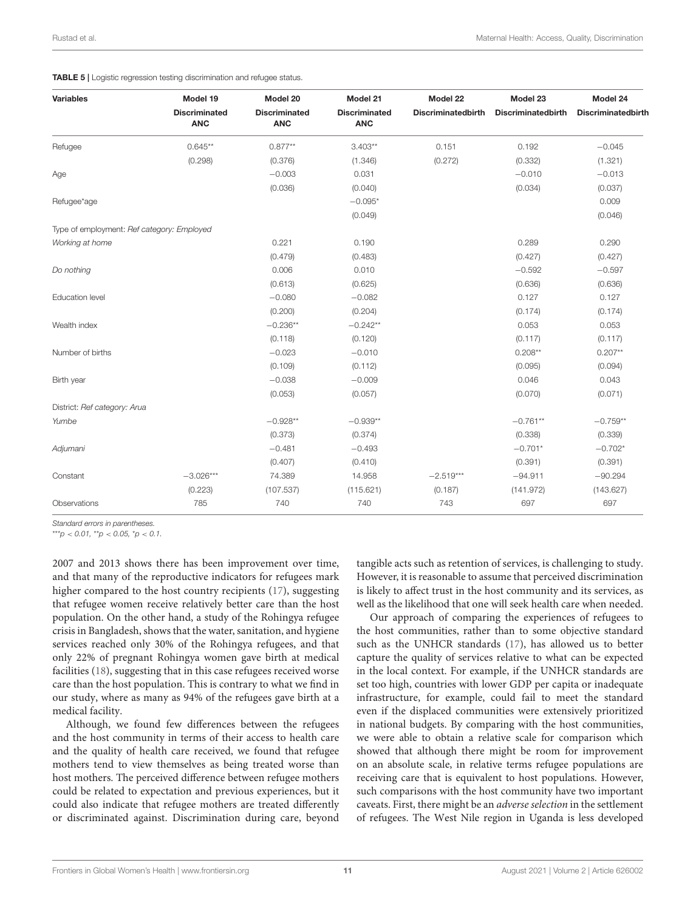**TABLE 5 |** Logistic regression testing discrimination and refugee status.

| Variables | Model 19 | Model 20 | Model 21 | Model 22 | Model 23 | Model 24 |
|---|---|---|---|---|---|---|
| | Discriminated ANC | Discriminated ANC | Discriminated ANC | Discriminatedbirth | Discriminatedbirth | Discriminatedbirth |
| Refugee | 0.645** | 0.877** | 3.403** | 0.151 | 0.192 | −0.045 |
| | (0.298) | (0.376) | (1.346) | (0.272) | (0.332) | (1.321) |
| Age | | −0.003 | 0.031 | | −0.010 | −0.013 |
| | | (0.036) | (0.040) | | (0.034) | (0.037) |
| Refugee*age | | | −0.095* | | | 0.009 |
| | | | (0.049) | | | (0.046) |
| Type of employment: *Ref category: Employed* | | | | | | |
| *Working at home* | | 0.221 | 0.190 | | 0.289 | 0.290 |
| | | (0.479) | (0.483) | | (0.427) | (0.427) |
| *Do nothing* | | 0.006 | 0.010 | | −0.592 | −0.597 |
| | | (0.613) | (0.625) | | (0.636) | (0.636) |
| Education level | | −0.080 | −0.082 | | 0.127 | 0.127 |
| | | (0.200) | (0.204) | | (0.174) | (0.174) |
| Wealth index | | −0.236** | −0.242** | | 0.053 | 0.053 |
| | | (0.118) | (0.120) | | (0.117) | (0.117) |
| Number of births | | −0.023 | −0.010 | | 0.208** | 0.207** |
| | | (0.109) | (0.112) | | (0.095) | (0.094) |
| Birth year | | −0.038 | −0.009 | | 0.046 | 0.043 |
| | | (0.053) | (0.057) | | (0.070) | (0.071) |
| District: *Ref category: Arua* | | | | | | |
| *Yumbe* | | −0.928** | −0.939** | | −0.761** | −0.759** |
| | | (0.373) | (0.374) | | (0.338) | (0.339) |
| *Adjumani* | | −0.481 | −0.493 | | −0.701* | −0.702* |
| | | (0.407) | (0.410) | | (0.391) | (0.391) |
| Constant | −3.026*** | 74.389 | 14.958 | −2.519*** | −94.911 | −90.294 |
| | (0.223) | (107.537) | (115.621) | (0.187) | (141.972) | (143.627) |
| Observations | 785 | 740 | 740 | 743 | 697 | 697 |

*Standard errors in parentheses.*

*\*\*\*$p < 0.01$, \*\*$p < 0.05$, \*$p < 0.1$.*

2007 and 2013 shows there has been improvement over time, and that many of the reproductive indicators for refugees mark higher compared to the host country recipients (17), suggesting that refugee women receive relatively better care than the host population. On the other hand, a study of the Rohingya refugee crisis in Bangladesh, shows that the water, sanitation, and hygiene services reached only 30% of the Rohingya refugees, and that only 22% of pregnant Rohingya women gave birth at medical facilities (18), suggesting that in this case refugees received worse care than the host population. This is contrary to what we find in our study, where as many as 94% of the refugees gave birth at a medical facility.

Although, we found few differences between the refugees and the host community in terms of their access to health care and the quality of health care received, we found that refugee mothers tend to view themselves as being treated worse than host mothers. The perceived difference between refugee mothers could be related to expectation and previous experiences, but it could also indicate that refugee mothers are treated differently or discriminated against. Discrimination during care, beyond tangible acts such as retention of services, is challenging to study. However, it is reasonable to assume that perceived discrimination is likely to affect trust in the host community and its services, as well as the likelihood that one will seek health care when needed.

Our approach of comparing the experiences of refugees to the host communities, rather than to some objective standard such as the UNHCR standards (17), has allowed us to better capture the quality of services relative to what can be expected in the local context. For example, if the UNHCR standards are set too high, countries with lower GDP per capita or inadequate infrastructure, for example, could fail to meet the standard even if the displaced communities were extensively prioritized in national budgets. By comparing with the host communities, we were able to obtain a relative scale for comparison which showed that although there might be room for improvement on an absolute scale, in relative terms refugee populations are receiving care that is equivalent to host populations. However, such comparisons with the host community have two important caveats. First, there might be an *adverse selection* in the settlement of refugees. The West Nile region in Uganda is less developed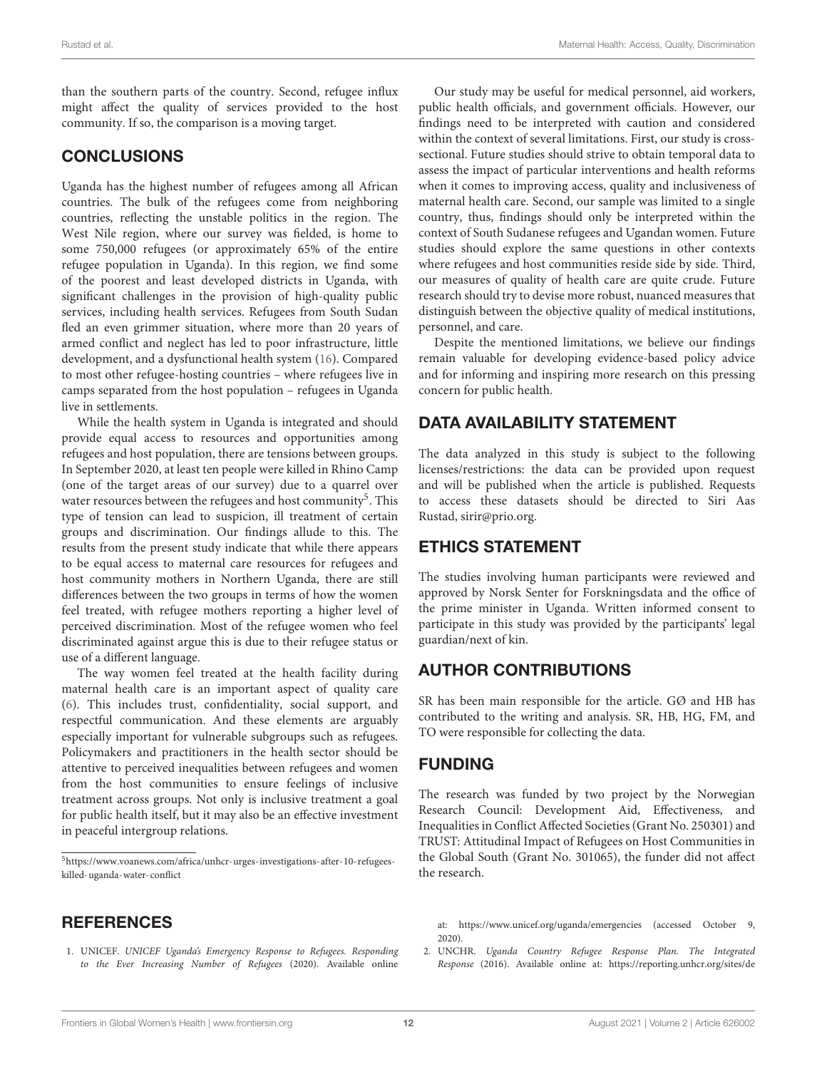than the southern parts of the country. Second, refugee influx might affect the quality of services provided to the host community. If so, the comparison is a moving target.

## CONCLUSIONS

Uganda has the highest number of refugees among all African countries. The bulk of the refugees come from neighboring countries, reflecting the unstable politics in the region. The West Nile region, where our survey was fielded, is home to some 750,000 refugees (or approximately 65% of the entire refugee population in Uganda). In this region, we find some of the poorest and least developed districts in Uganda, with significant challenges in the provision of high-quality public services, including health services. Refugees from South Sudan fled an even grimmer situation, where more than 20 years of armed conflict and neglect has led to poor infrastructure, little development, and a dysfunctional health system (16). Compared to most other refugee-hosting countries – where refugees live in camps separated from the host population – refugees in Uganda live in settlements.

While the health system in Uganda is integrated and should provide equal access to resources and opportunities among refugees and host population, there are tensions between groups. In September 2020, at least ten people were killed in Rhino Camp (one of the target areas of our survey) due to a quarrel over water resources between the refugees and host community[5]. This type of tension can lead to suspicion, ill treatment of certain groups and discrimination. Our findings allude to this. The results from the present study indicate that while there appears to be equal access to maternal care resources for refugees and host community mothers in Northern Uganda, there are still differences between the two groups in terms of how the women feel treated, with refugee mothers reporting a higher level of perceived discrimination. Most of the refugee women who feel discriminated against argue this is due to their refugee status or use of a different language.

The way women feel treated at the health facility during maternal health care is an important aspect of quality care (6). This includes trust, confidentiality, social support, and respectful communication. And these elements are arguably especially important for vulnerable subgroups such as refugees. Policymakers and practitioners in the health sector should be attentive to perceived inequalities between refugees and women from the host communities to ensure feelings of inclusive treatment across groups. Not only is inclusive treatment a goal for public health itself, but it may also be an effective investment in peaceful intergroup relations.

[5]https://www.voanews.com/africa/unhcr-urges-investigations-after-10-refugees-killed-uganda-water-conflict

Our study may be useful for medical personnel, aid workers, public health officials, and government officials. However, our findings need to be interpreted with caution and considered within the context of several limitations. First, our study is cross-sectional. Future studies should strive to obtain temporal data to assess the impact of particular interventions and health reforms when it comes to improving access, quality and inclusiveness of maternal health care. Second, our sample was limited to a single country, thus, findings should only be interpreted within the context of South Sudanese refugees and Ugandan women. Future studies should explore the same questions in other contexts where refugees and host communities reside side by side. Third, our measures of quality of health care are quite crude. Future research should try to devise more robust, nuanced measures that distinguish between the objective quality of medical institutions, personnel, and care.

Despite the mentioned limitations, we believe our findings remain valuable for developing evidence-based policy advice and for informing and inspiring more research on this pressing concern for public health.

## DATA AVAILABILITY STATEMENT

The data analyzed in this study is subject to the following licenses/restrictions: the data can be provided upon request and will be published when the article is published. Requests to access these datasets should be directed to Siri Aas Rustad, sirir@prio.org.

## ETHICS STATEMENT

The studies involving human participants were reviewed and approved by Norsk Senter for Forskningsdata and the office of the prime minister in Uganda. Written informed consent to participate in this study was provided by the participants' legal guardian/next of kin.

## AUTHOR CONTRIBUTIONS

SR has been main responsible for the article. GØ and HB has contributed to the writing and analysis. SR, HB, HG, FM, and TO were responsible for collecting the data.

## FUNDING

The research was funded by two project by the Norwegian Research Council: Development Aid, Effectiveness, and Inequalities in Conflict Affected Societies (Grant No. 250301) and TRUST: Attitudinal Impact of Refugees on Host Communities in the Global South (Grant No. 301065), the funder did not affect the research.

## REFERENCES

1. UNICEF. *UNICEF Uganda's Emergency Response to Refugees. Responding to the Ever Increasing Number of Refugees* (2020). Available online at: https://www.unicef.org/uganda/emergencies (accessed October 9, 2020).
2. UNCHR. *Uganda Country Refugee Response Plan. The Integrated Response* (2016). Available online at: https://reporting.unhcr.org/sites/de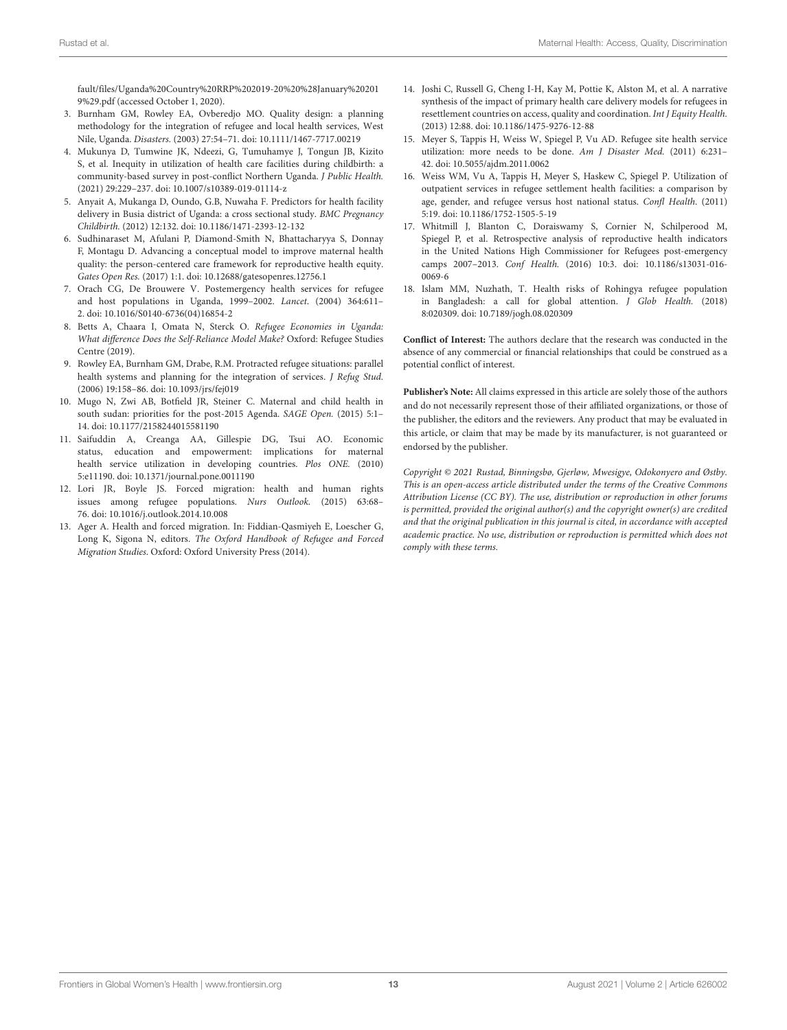fault/files/Uganda%20Country%20RRP%202019-20%20%28January%202019%29.pdf (accessed October 1, 2020).

3. Burnham GM, Rowley EA, Ovberedjo MO. Quality design: a planning methodology for the integration of refugee and local health services, West Nile, Uganda. *Disasters*. (2003) 27:54–71. doi: 10.1111/1467-7717.00219
4. Mukunya D, Tumwine JK, Ndeezi, G, Tumuhamye J, Tongun JB, Kizito S, et al. Inequity in utilization of health care facilities during childbirth: a community-based survey in post-conflict Northern Uganda. *J Public Health*. (2021) 29:229–237. doi: 10.1007/s10389-019-01114-z
5. Anyait A, Mukanga D, Oundo, G.B, Nuwaha F. Predictors for health facility delivery in Busia district of Uganda: a cross sectional study. *BMC Pregnancy Childbirth*. (2012) 12:132. doi: 10.1186/1471-2393-12-132
6. Sudhinaraset M, Afulani P, Diamond-Smith N, Bhattacharyya S, Donnay F, Montagu D. Advancing a conceptual model to improve maternal health quality: the person-centered care framework for reproductive health equity. *Gates Open Res*. (2017) 1:1. doi: 10.12688/gatesopenres.12756.1
7. Orach CG, De Brouwere V. Postemergency health services for refugee and host populations in Uganda, 1999–2002. *Lancet*. (2004) 364:611–2. doi: 10.1016/S0140-6736(04)16854-2
8. Betts A, Chaara I, Omata N, Sterck O. *Refugee Economies in Uganda: What difference Does the Self-Reliance Model Make?* Oxford: Refugee Studies Centre (2019).
9. Rowley EA, Burnham GM, Drabe, R.M. Protracted refugee situations: parallel health systems and planning for the integration of services. *J Refug Stud*. (2006) 19:158–86. doi: 10.1093/jrs/fej019
10. Mugo N, Zwi AB, Botfield JR, Steiner C. Maternal and child health in south sudan: priorities for the post-2015 Agenda. *SAGE Open*. (2015) 5:1–14. doi: 10.1177/2158244015581190
11. Saifuddin A, Creanga AA, Gillespie DG, Tsui AO. Economic status, education and empowerment: implications for maternal health service utilization in developing countries. *Plos ONE*. (2010) 5:e11190. doi: 10.1371/journal.pone.0011190
12. Lori JR, Boyle JS. Forced migration: health and human rights issues among refugee populations. *Nurs Outlook*. (2015) 63:68–76. doi: 10.1016/j.outlook.2014.10.008
13. Ager A. Health and forced migration. In: Fiddian-Qasmiyeh E, Loescher G, Long K, Sigona N, editors. *The Oxford Handbook of Refugee and Forced Migration Studies*. Oxford: Oxford University Press (2014).
14. Joshi C, Russell G, Cheng I-H, Kay M, Pottie K, Alston M, et al. A narrative synthesis of the impact of primary health care delivery models for refugees in resettlement countries on access, quality and coordination. *Int J Equity Health*. (2013) 12:88. doi: 10.1186/1475-9276-12-88
15. Meyer S, Tappis H, Weiss W, Spiegel P, Vu AD. Refugee site health service utilization: more needs to be done. *Am J Disaster Med*. (2011) 6:231–42. doi: 10.5055/ajdm.2011.0062
16. Weiss WM, Vu A, Tappis H, Meyer S, Haskew C, Spiegel P. Utilization of outpatient services in refugee settlement health facilities: a comparison by age, gender, and refugee versus host national status. *Confl Health*. (2011) 5:19. doi: 10.1186/1752-1505-5-19
17. Whitmill J, Blanton C, Doraiswamy S, Cornier N, Schilperood M, Spiegel P, et al. Retrospective analysis of reproductive health indicators in the United Nations High Commissioner for Refugees post-emergency camps 2007–2013. *Conf Health*. (2016) 10:3. doi: 10.1186/s13031-016-0069-6
18. Islam MM, Nuzhath, T. Health risks of Rohingya refugee population in Bangladesh: a call for global attention. *J Glob Health*. (2018) 8:020309. doi: 10.7189/jogh.08.020309

**Conflict of Interest:** The authors declare that the research was conducted in the absence of any commercial or financial relationships that could be construed as a potential conflict of interest.

**Publisher's Note:** All claims expressed in this article are solely those of the authors and do not necessarily represent those of their affiliated organizations, or those of the publisher, the editors and the reviewers. Any product that may be evaluated in this article, or claim that may be made by its manufacturer, is not guaranteed or endorsed by the publisher.

*Copyright © 2021 Rustad, Binningsbø, Gjerløw, Mwesigye, Odokonyero and Østby. This is an open-access article distributed under the terms of the Creative Commons Attribution License (CC BY). The use, distribution or reproduction in other forums is permitted, provided the original author(s) and the copyright owner(s) are credited and that the original publication in this journal is cited, in accordance with accepted academic practice. No use, distribution or reproduction is permitted which does not comply with these terms.*